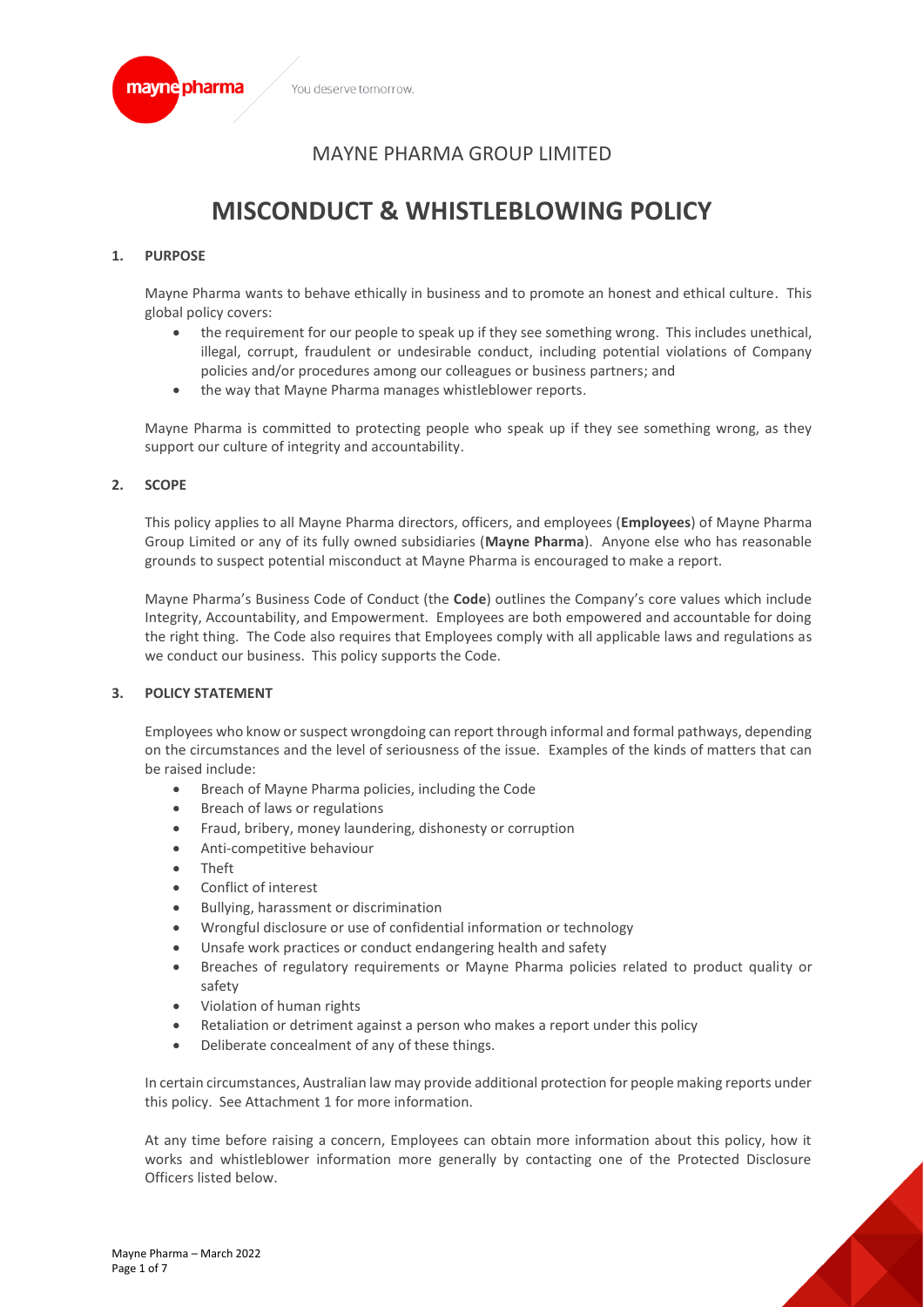MAYNE PHARMA GROUP LIMITED

# MISCONDUCT & WHISTLEBLOWING POLICY

## 1. PURPOSE

Mayne Pharma wants to behave ethically in business and to promote an honest and ethical culture. This global policy covers:

- the requirement for our people to speak up if they see something wrong. This includes unethical, illegal, corrupt, fraudulent or undesirable conduct, including potential violations of Company policies and/or procedures among our colleagues or business partners; and
- the way that Mayne Pharma manages whistleblower reports.

Mayne Pharma is committed to protecting people who speak up if they see something wrong, as they support our culture of integrity and accountability.

## 2. SCOPE

This policy applies to all Mayne Pharma directors, officers, and employees (**Employees**) of Mayne Pharma Group Limited or any of its fully owned subsidiaries (**Mayne Pharma**). Anyone else who has reasonable grounds to suspect potential misconduct at Mayne Pharma is encouraged to make a report.

Mayne Pharma's Business Code of Conduct (the **Code**) outlines the Company's core values which include Integrity, Accountability, and Empowerment. Employees are both empowered and accountable for doing the right thing. The Code also requires that Employees comply with all applicable laws and regulations as we conduct our business. This policy supports the Code.

## 3. POLICY STATEMENT

Employees who know or suspect wrongdoing can report through informal and formal pathways, depending on the circumstances and the level of seriousness of the issue. Examples of the kinds of matters that can be raised include:

- Breach of Mayne Pharma policies, including the Code
- Breach of laws or regulations
- Fraud, bribery, money laundering, dishonesty or corruption
- Anti-competitive behaviour
- Theft
- Conflict of interest
- Bullying, harassment or discrimination
- Wrongful disclosure or use of confidential information or technology
- Unsafe work practices or conduct endangering health and safety
- Breaches of regulatory requirements or Mayne Pharma policies related to product quality or safety
- Violation of human rights
- Retaliation or detriment against a person who makes a report under this policy
- Deliberate concealment of any of these things.

In certain circumstances, Australian law may provide additional protection for people making reports under this policy. See Attachment 1 for more information.

At any time before raising a concern, Employees can obtain more information about this policy, how it works and whistleblower information more generally by contacting one of the Protected Disclosure Officers listed below.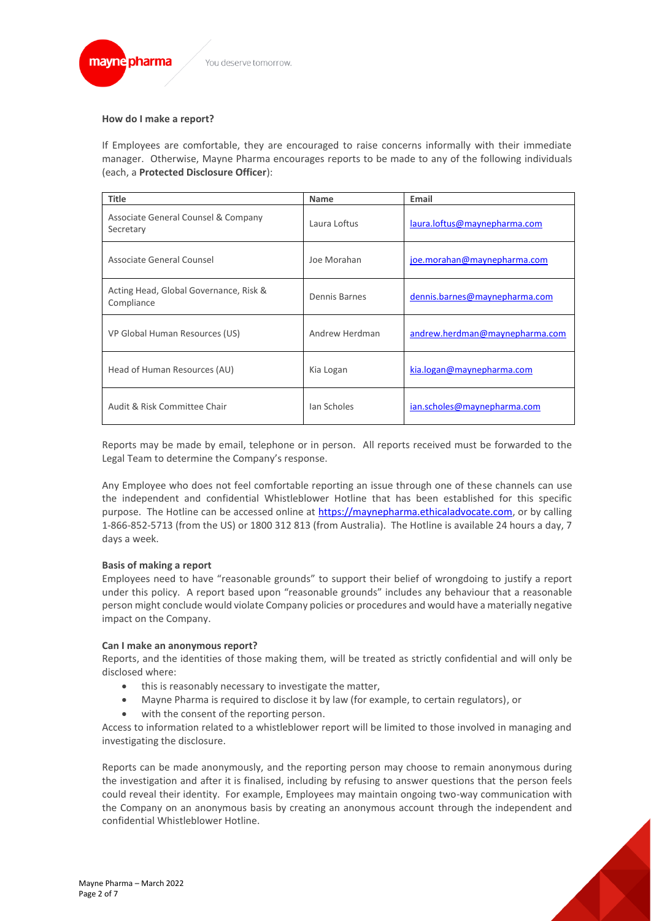**How do I make a report?**

If Employees are comfortable, they are encouraged to raise concerns informally with their immediate manager. Otherwise, Mayne Pharma encourages reports to be made to any of the following individuals (each, a **Protected Disclosure Officer**):

| Title | Name | Email |
|---|---|---|
| Associate General Counsel & Company Secretary | Laura Loftus | laura.loftus@maynepharma.com |
| Associate General Counsel | Joe Morahan | joe.morahan@maynepharma.com |
| Acting Head, Global Governance, Risk & Compliance | Dennis Barnes | dennis.barnes@maynepharma.com |
| VP Global Human Resources (US) | Andrew Herdman | andrew.herdman@maynepharma.com |
| Head of Human Resources (AU) | Kia Logan | kia.logan@maynepharma.com |
| Audit & Risk Committee Chair | Ian Scholes | ian.scholes@maynepharma.com |

Reports may be made by email, telephone or in person. All reports received must be forwarded to the Legal Team to determine the Company's response.

Any Employee who does not feel comfortable reporting an issue through one of these channels can use the independent and confidential Whistleblower Hotline that has been established for this specific purpose. The Hotline can be accessed online at https://maynepharma.ethicaladvocate.com, or by calling 1-866-852-5713 (from the US) or 1800 312 813 (from Australia). The Hotline is available 24 hours a day, 7 days a week.

**Basis of making a report**

Employees need to have "reasonable grounds" to support their belief of wrongdoing to justify a report under this policy. A report based upon "reasonable grounds" includes any behaviour that a reasonable person might conclude would violate Company policies or procedures and would have a materially negative impact on the Company.

**Can I make an anonymous report?**

Reports, and the identities of those making them, will be treated as strictly confidential and will only be disclosed where:

- this is reasonably necessary to investigate the matter,
- Mayne Pharma is required to disclose it by law (for example, to certain regulators), or
- with the consent of the reporting person.

Access to information related to a whistleblower report will be limited to those involved in managing and investigating the disclosure.

Reports can be made anonymously, and the reporting person may choose to remain anonymous during the investigation and after it is finalised, including by refusing to answer questions that the person feels could reveal their identity. For example, Employees may maintain ongoing two-way communication with the Company on an anonymous basis by creating an anonymous account through the independent and confidential Whistleblower Hotline.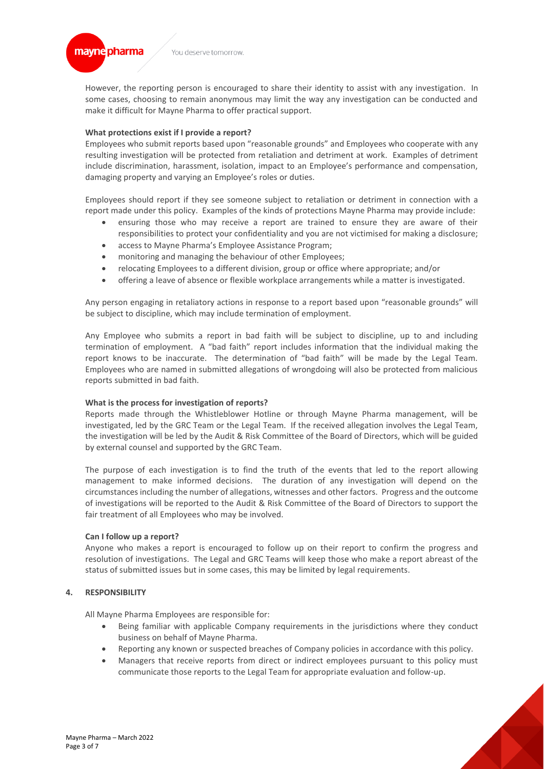However, the reporting person is encouraged to share their identity to assist with any investigation. In some cases, choosing to remain anonymous may limit the way any investigation can be conducted and make it difficult for Mayne Pharma to offer practical support.

**What protections exist if I provide a report?**

Employees who submit reports based upon "reasonable grounds" and Employees who cooperate with any resulting investigation will be protected from retaliation and detriment at work. Examples of detriment include discrimination, harassment, isolation, impact to an Employee's performance and compensation, damaging property and varying an Employee's roles or duties.

Employees should report if they see someone subject to retaliation or detriment in connection with a report made under this policy. Examples of the kinds of protections Mayne Pharma may provide include:

- ensuring those who may receive a report are trained to ensure they are aware of their responsibilities to protect your confidentiality and you are not victimised for making a disclosure;
- access to Mayne Pharma's Employee Assistance Program;
- monitoring and managing the behaviour of other Employees;
- relocating Employees to a different division, group or office where appropriate; and/or
- offering a leave of absence or flexible workplace arrangements while a matter is investigated.

Any person engaging in retaliatory actions in response to a report based upon "reasonable grounds" will be subject to discipline, which may include termination of employment.

Any Employee who submits a report in bad faith will be subject to discipline, up to and including termination of employment. A "bad faith" report includes information that the individual making the report knows to be inaccurate. The determination of "bad faith" will be made by the Legal Team. Employees who are named in submitted allegations of wrongdoing will also be protected from malicious reports submitted in bad faith.

**What is the process for investigation of reports?**

Reports made through the Whistleblower Hotline or through Mayne Pharma management, will be investigated, led by the GRC Team or the Legal Team. If the received allegation involves the Legal Team, the investigation will be led by the Audit & Risk Committee of the Board of Directors, which will be guided by external counsel and supported by the GRC Team.

The purpose of each investigation is to find the truth of the events that led to the report allowing management to make informed decisions. The duration of any investigation will depend on the circumstances including the number of allegations, witnesses and other factors. Progress and the outcome of investigations will be reported to the Audit & Risk Committee of the Board of Directors to support the fair treatment of all Employees who may be involved.

**Can I follow up a report?**

Anyone who makes a report is encouraged to follow up on their report to confirm the progress and resolution of investigations. The Legal and GRC Teams will keep those who make a report abreast of the status of submitted issues but in some cases, this may be limited by legal requirements.

## 4. RESPONSIBILITY

All Mayne Pharma Employees are responsible for:

- Being familiar with applicable Company requirements in the jurisdictions where they conduct business on behalf of Mayne Pharma.
- Reporting any known or suspected breaches of Company policies in accordance with this policy.
- Managers that receive reports from direct or indirect employees pursuant to this policy must communicate those reports to the Legal Team for appropriate evaluation and follow-up.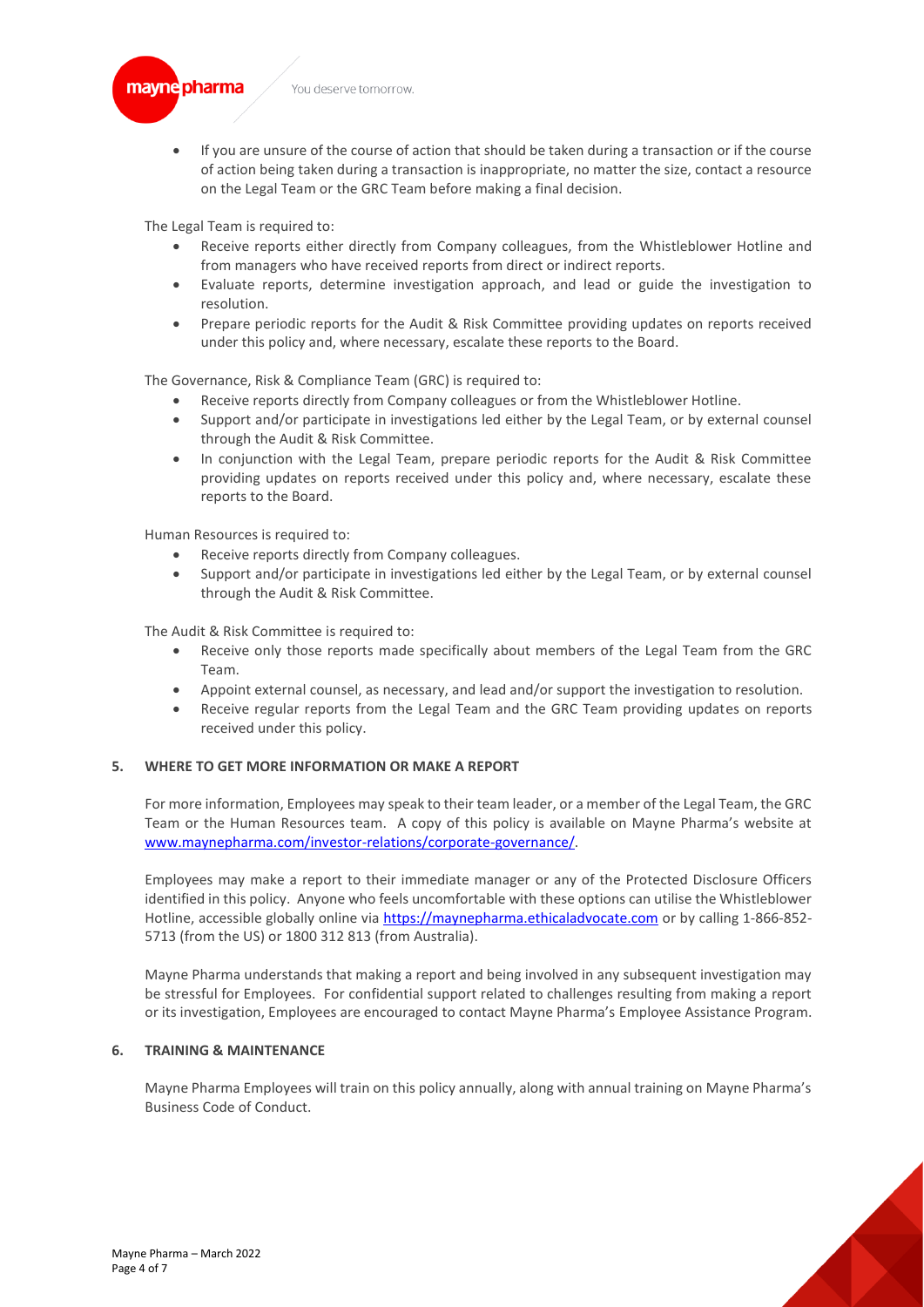- If you are unsure of the course of action that should be taken during a transaction or if the course of action being taken during a transaction is inappropriate, no matter the size, contact a resource on the Legal Team or the GRC Team before making a final decision.

The Legal Team is required to:

- Receive reports either directly from Company colleagues, from the Whistleblower Hotline and from managers who have received reports from direct or indirect reports.
- Evaluate reports, determine investigation approach, and lead or guide the investigation to resolution.
- Prepare periodic reports for the Audit & Risk Committee providing updates on reports received under this policy and, where necessary, escalate these reports to the Board.

The Governance, Risk & Compliance Team (GRC) is required to:

- Receive reports directly from Company colleagues or from the Whistleblower Hotline.
- Support and/or participate in investigations led either by the Legal Team, or by external counsel through the Audit & Risk Committee.
- In conjunction with the Legal Team, prepare periodic reports for the Audit & Risk Committee providing updates on reports received under this policy and, where necessary, escalate these reports to the Board.

Human Resources is required to:

- Receive reports directly from Company colleagues.
- Support and/or participate in investigations led either by the Legal Team, or by external counsel through the Audit & Risk Committee.

The Audit & Risk Committee is required to:

- Receive only those reports made specifically about members of the Legal Team from the GRC Team.
- Appoint external counsel, as necessary, and lead and/or support the investigation to resolution.
- Receive regular reports from the Legal Team and the GRC Team providing updates on reports received under this policy.

## 5. WHERE TO GET MORE INFORMATION OR MAKE A REPORT

For more information, Employees may speak to their team leader, or a member of the Legal Team, the GRC Team or the Human Resources team. A copy of this policy is available on Mayne Pharma's website at www.maynepharma.com/investor-relations/corporate-governance/.

Employees may make a report to their immediate manager or any of the Protected Disclosure Officers identified in this policy. Anyone who feels uncomfortable with these options can utilise the Whistleblower Hotline, accessible globally online via https://maynepharma.ethicaladvocate.com or by calling 1-866-852-5713 (from the US) or 1800 312 813 (from Australia).

Mayne Pharma understands that making a report and being involved in any subsequent investigation may be stressful for Employees. For confidential support related to challenges resulting from making a report or its investigation, Employees are encouraged to contact Mayne Pharma's Employee Assistance Program.

## 6. TRAINING & MAINTENANCE

Mayne Pharma Employees will train on this policy annually, along with annual training on Mayne Pharma's Business Code of Conduct.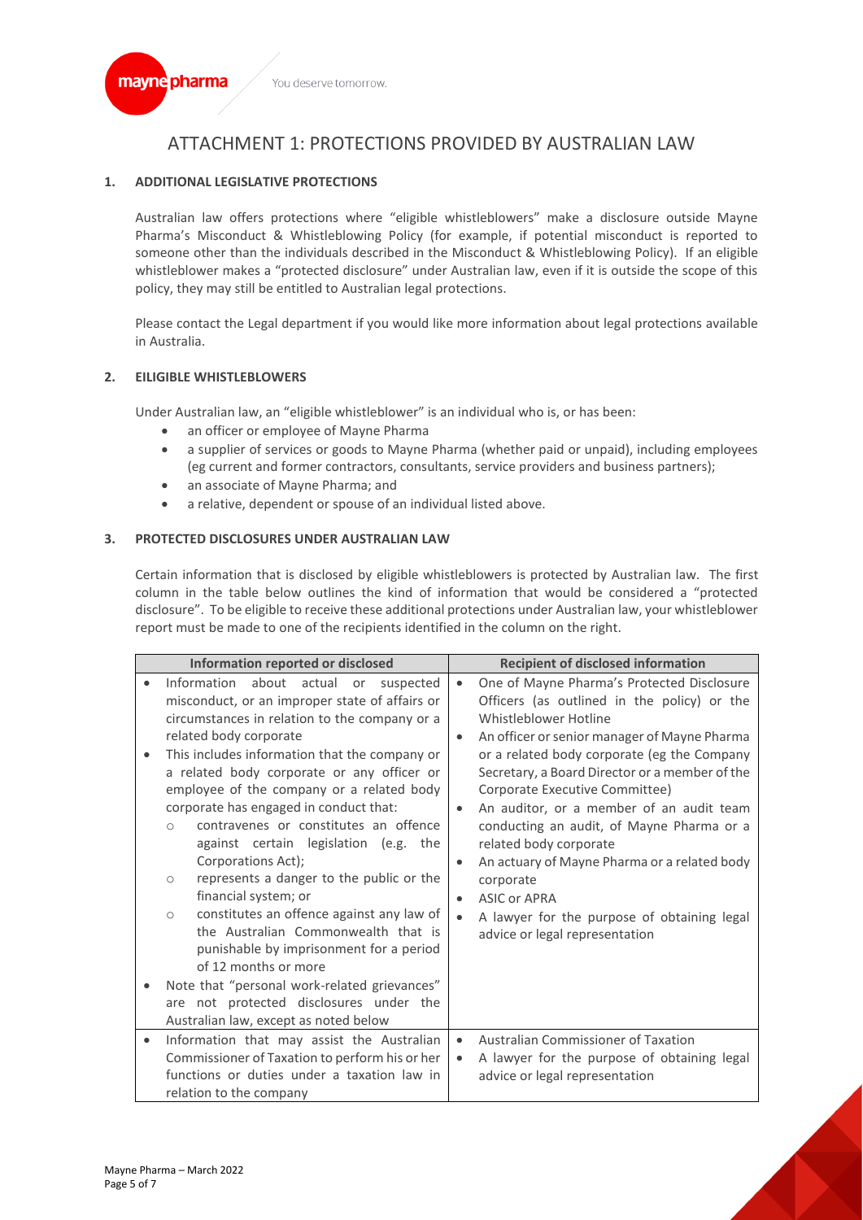# ATTACHMENT 1: PROTECTIONS PROVIDED BY AUSTRALIAN LAW

## 1. ADDITIONAL LEGISLATIVE PROTECTIONS

Australian law offers protections where "eligible whistleblowers" make a disclosure outside Mayne Pharma's Misconduct & Whistleblowing Policy (for example, if potential misconduct is reported to someone other than the individuals described in the Misconduct & Whistleblowing Policy). If an eligible whistleblower makes a "protected disclosure" under Australian law, even if it is outside the scope of this policy, they may still be entitled to Australian legal protections.

Please contact the Legal department if you would like more information about legal protections available in Australia.

## 2. EILIGIBLE WHISTLEBLOWERS

Under Australian law, an "eligible whistleblower" is an individual who is, or has been:

- an officer or employee of Mayne Pharma
- a supplier of services or goods to Mayne Pharma (whether paid or unpaid), including employees (eg current and former contractors, consultants, service providers and business partners);
- an associate of Mayne Pharma; and
- a relative, dependent or spouse of an individual listed above.

## 3. PROTECTED DISCLOSURES UNDER AUSTRALIAN LAW

Certain information that is disclosed by eligible whistleblowers is protected by Australian law. The first column in the table below outlines the kind of information that would be considered a "protected disclosure". To be eligible to receive these additional protections under Australian law, your whistleblower report must be made to one of the recipients identified in the column on the right.

| Information reported or disclosed | Recipient of disclosed information |
|---|---|
| • Information about actual or suspected misconduct, or an improper state of affairs or circumstances in relation to the company or a related body corporate<br>• This includes information that the company or a related body corporate or any officer or employee of the company or a related body corporate has engaged in conduct that:<br>&nbsp;&nbsp;○ contravenes or constitutes an offence against certain legislation (e.g. the Corporations Act);<br>&nbsp;&nbsp;○ represents a danger to the public or the financial system; or<br>&nbsp;&nbsp;○ constitutes an offence against any law of the Australian Commonwealth that is punishable by imprisonment for a period of 12 months or more<br>• Note that "personal work-related grievances" are not protected disclosures under the Australian law, except as noted below | • One of Mayne Pharma's Protected Disclosure Officers (as outlined in the policy) or the Whistleblower Hotline<br>• An officer or senior manager of Mayne Pharma or a related body corporate (eg the Company Secretary, a Board Director or a member of the Corporate Executive Committee)<br>• An auditor, or a member of an audit team conducting an audit, of Mayne Pharma or a related body corporate<br>• An actuary of Mayne Pharma or a related body corporate<br>• ASIC or APRA<br>• A lawyer for the purpose of obtaining legal advice or legal representation |
| • Information that may assist the Australian Commissioner of Taxation to perform his or her functions or duties under a taxation law in relation to the company | • Australian Commissioner of Taxation<br>• A lawyer for the purpose of obtaining legal advice or legal representation |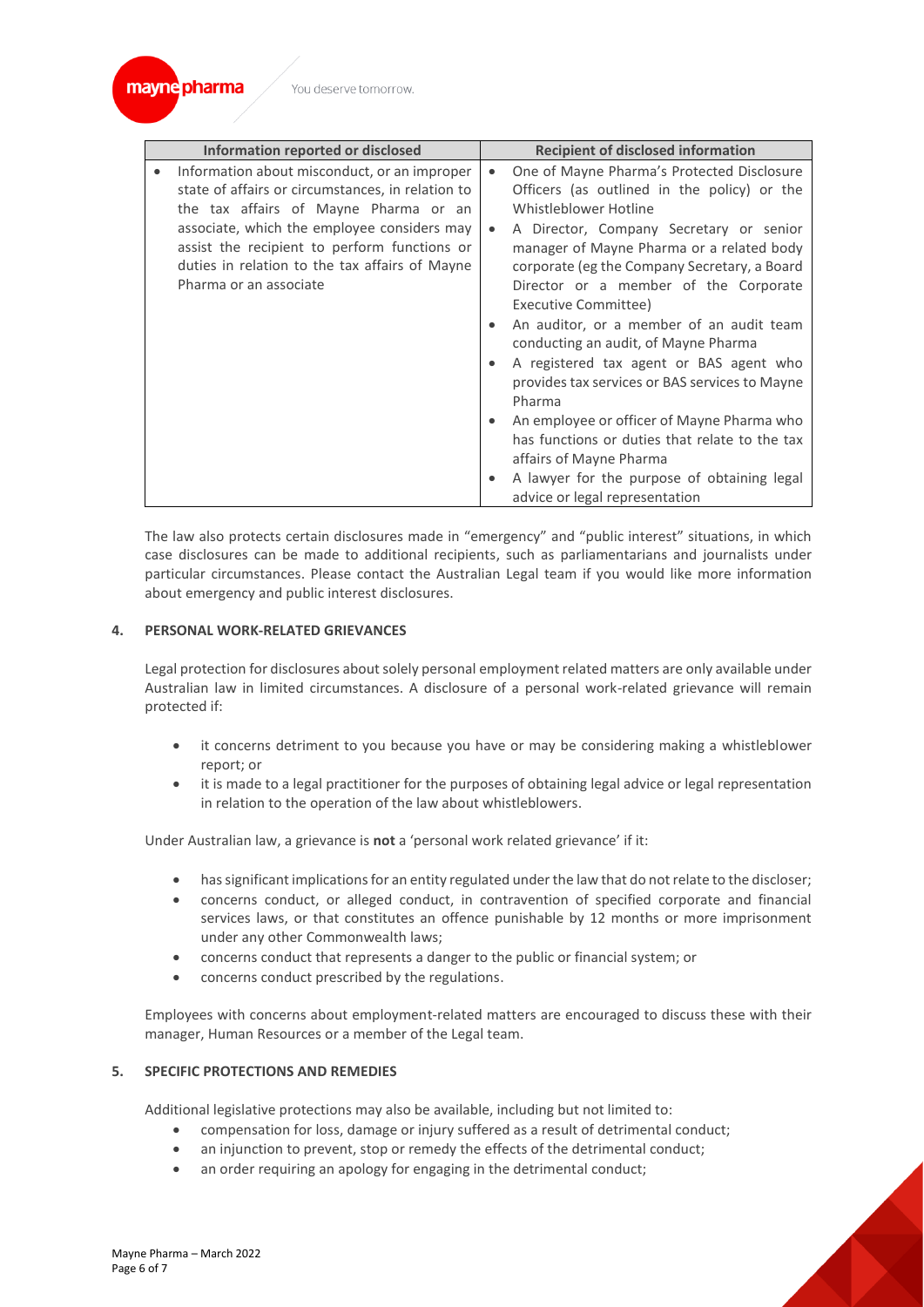| Information reported or disclosed | Recipient of disclosed information |
|---|---|
| • Information about misconduct, or an improper state of affairs or circumstances, in relation to the tax affairs of Mayne Pharma or an associate, which the employee considers may assist the recipient to perform functions or duties in relation to the tax affairs of Mayne Pharma or an associate | • One of Mayne Pharma's Protected Disclosure Officers (as outlined in the policy) or the Whistleblower Hotline<br>• A Director, Company Secretary or senior manager of Mayne Pharma or a related body corporate (eg the Company Secretary, a Board Director or a member of the Corporate Executive Committee)<br>• An auditor, or a member of an audit team conducting an audit, of Mayne Pharma<br>• A registered tax agent or BAS agent who provides tax services or BAS services to Mayne Pharma<br>• An employee or officer of Mayne Pharma who has functions or duties that relate to the tax affairs of Mayne Pharma<br>• A lawyer for the purpose of obtaining legal advice or legal representation |

The law also protects certain disclosures made in "emergency" and "public interest" situations, in which case disclosures can be made to additional recipients, such as parliamentarians and journalists under particular circumstances. Please contact the Australian Legal team if you would like more information about emergency and public interest disclosures.

## 4. PERSONAL WORK-RELATED GRIEVANCES

Legal protection for disclosures about solely personal employment related matters are only available under Australian law in limited circumstances. A disclosure of a personal work-related grievance will remain protected if:

- it concerns detriment to you because you have or may be considering making a whistleblower report; or
- it is made to a legal practitioner for the purposes of obtaining legal advice or legal representation in relation to the operation of the law about whistleblowers.

Under Australian law, a grievance is **not** a 'personal work related grievance' if it:

- has significant implications for an entity regulated under the law that do not relate to the discloser;
- concerns conduct, or alleged conduct, in contravention of specified corporate and financial services laws, or that constitutes an offence punishable by 12 months or more imprisonment under any other Commonwealth laws;
- concerns conduct that represents a danger to the public or financial system; or
- concerns conduct prescribed by the regulations.

Employees with concerns about employment-related matters are encouraged to discuss these with their manager, Human Resources or a member of the Legal team.

## 5. SPECIFIC PROTECTIONS AND REMEDIES

Additional legislative protections may also be available, including but not limited to:

- compensation for loss, damage or injury suffered as a result of detrimental conduct;
- an injunction to prevent, stop or remedy the effects of the detrimental conduct;
- an order requiring an apology for engaging in the detrimental conduct;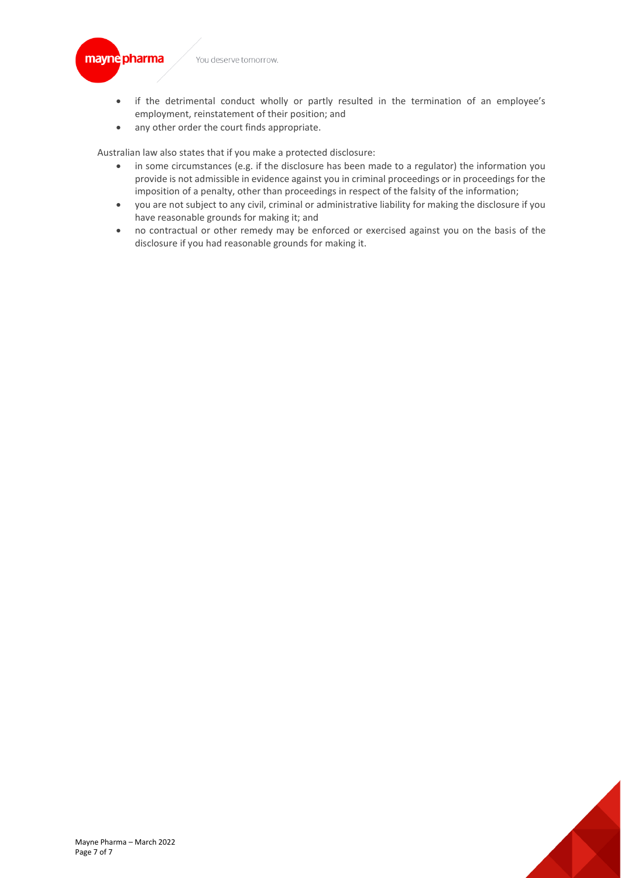- if the detrimental conduct wholly or partly resulted in the termination of an employee's employment, reinstatement of their position; and
- any other order the court finds appropriate.

Australian law also states that if you make a protected disclosure:

- in some circumstances (e.g. if the disclosure has been made to a regulator) the information you provide is not admissible in evidence against you in criminal proceedings or in proceedings for the imposition of a penalty, other than proceedings in respect of the falsity of the information;
- you are not subject to any civil, criminal or administrative liability for making the disclosure if you have reasonable grounds for making it; and
- no contractual or other remedy may be enforced or exercised against you on the basis of the disclosure if you had reasonable grounds for making it.